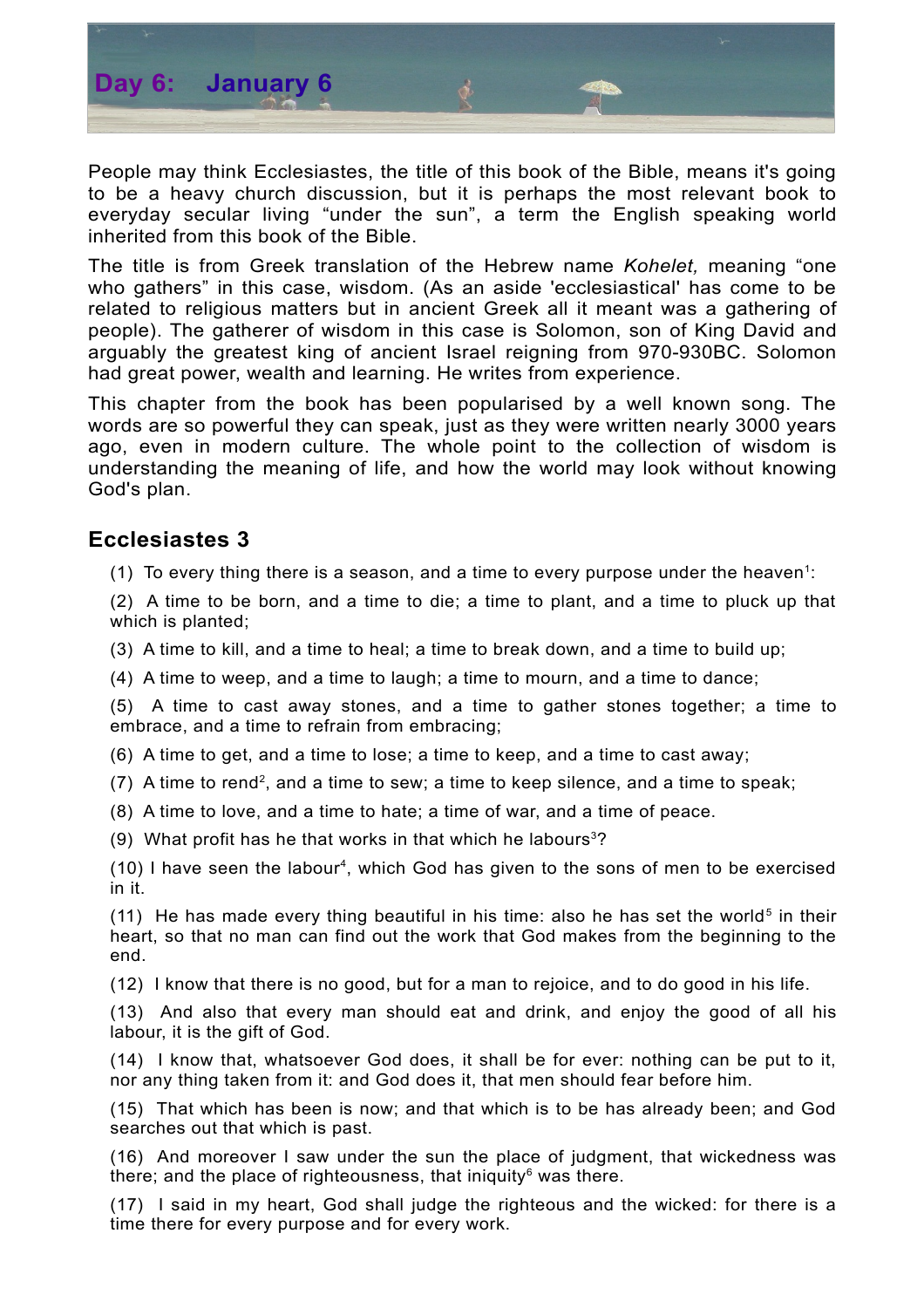# Day 6: January 6

People may think Ecclesiastes, the title of this book of the Bible, means it's going to be a heavy church discussion, but it is perhaps the most relevant book to everyday secular living “under the sun”, a term the English speaking world inherited from this book of the Bible.

The title is from Greek translation of the Hebrew name *Kohelet,* meaning “one who gathers” in this case, wisdom. (As an aside 'ecclesiastical' has come to be related to religious matters but in ancient Greek all it meant was a gathering of people). The gatherer of wisdom in this case is Solomon, son of King David and arguably the greatest king of ancient Israel reigning from 970-930BC. Solomon had great power, wealth and learning. He writes from experience.

This chapter from the book has been popularised by a well known song. The words are so powerful they can speak, just as they were written nearly 3000 years ago, even in modern culture. The whole point to the collection of wisdom is understanding the meaning of life, and how the world may look without knowing God's plan.

## Ecclesiastes 3

(1) To every thing there is a season, and a time to every purpose under the heaven[1]:

(2) A time to be born, and a time to die; a time to plant, and a time to pluck up that which is planted;

(3) A time to kill, and a time to heal; a time to break down, and a time to build up;

(4) A time to weep, and a time to laugh; a time to mourn, and a time to dance;

(5) A time to cast away stones, and a time to gather stones together; a time to embrace, and a time to refrain from embracing;

(6) A time to get, and a time to lose; a time to keep, and a time to cast away;

(7) A time to rend[2], and a time to sew; a time to keep silence, and a time to speak;

(8) A time to love, and a time to hate; a time of war, and a time of peace.

(9) What profit has he that works in that which he labours[3]?

(10) I have seen the labour[4], which God has given to the sons of men to be exercised in it.

(11) He has made every thing beautiful in his time: also he has set the world[5] in their heart, so that no man can find out the work that God makes from the beginning to the end.

(12) I know that there is no good, but for a man to rejoice, and to do good in his life.

(13) And also that every man should eat and drink, and enjoy the good of all his labour, it is the gift of God.

(14) I know that, whatsoever God does, it shall be for ever: nothing can be put to it, nor any thing taken from it: and God does it, that men should fear before him.

(15) That which has been is now; and that which is to be has already been; and God searches out that which is past.

(16) And moreover I saw under the sun the place of judgment, that wickedness was there; and the place of righteousness, that iniquity[6] was there.

(17) I said in my heart, God shall judge the righteous and the wicked: for there is a time there for every purpose and for every work.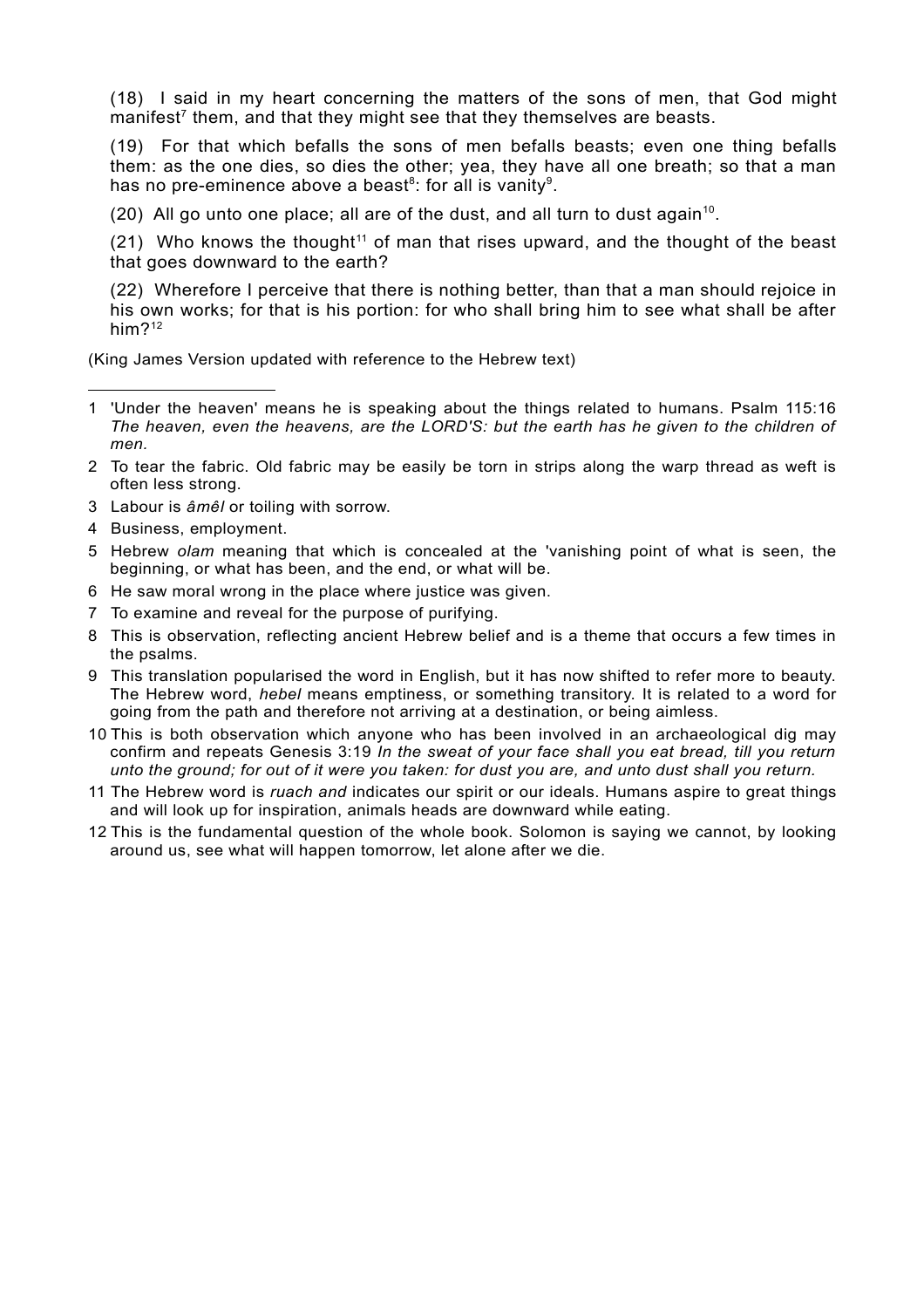(18) I said in my heart concerning the matters of the sons of men, that God might manifest[7] them, and that they might see that they themselves are beasts.

(19) For that which befalls the sons of men befalls beasts; even one thing befalls them: as the one dies, so dies the other; yea, they have all one breath; so that a man has no pre-eminence above a beast[8]: for all is vanity[9].

(20) All go unto one place; all are of the dust, and all turn to dust again[10].

(21) Who knows the thought[11] of man that rises upward, and the thought of the beast that goes downward to the earth?

(22) Wherefore I perceive that there is nothing better, than that a man should rejoice in his own works; for that is his portion: for who shall bring him to see what shall be after him?[12]

(King James Version updated with reference to the Hebrew text)

---

1 'Under the heaven' means he is speaking about the things related to humans. Psalm 115:16 *The heaven, even the heavens, are the LORD'S: but the earth has he given to the children of men.*

2 To tear the fabric. Old fabric may be easily be torn in strips along the warp thread as weft is often less strong.

3 Labour is *âmêl* or toiling with sorrow.

4 Business, employment.

5 Hebrew *olam* meaning that which is concealed at the 'vanishing point of what is seen, the beginning, or what has been, and the end, or what will be.

6 He saw moral wrong in the place where justice was given.

7 To examine and reveal for the purpose of purifying.

8 This is observation, reflecting ancient Hebrew belief and is a theme that occurs a few times in the psalms.

9 This translation popularised the word in English, but it has now shifted to refer more to beauty. The Hebrew word, *hebel* means emptiness, or something transitory. It is related to a word for going from the path and therefore not arriving at a destination, or being aimless.

10 This is both observation which anyone who has been involved in an archaeological dig may confirm and repeats Genesis 3:19 *In the sweat of your face shall you eat bread, till you return unto the ground; for out of it were you taken: for dust you are, and unto dust shall you return.*

11 The Hebrew word is *ruach and* indicates our spirit or our ideals. Humans aspire to great things and will look up for inspiration, animals heads are downward while eating.

12 This is the fundamental question of the whole book. Solomon is saying we cannot, by looking around us, see what will happen tomorrow, let alone after we die.